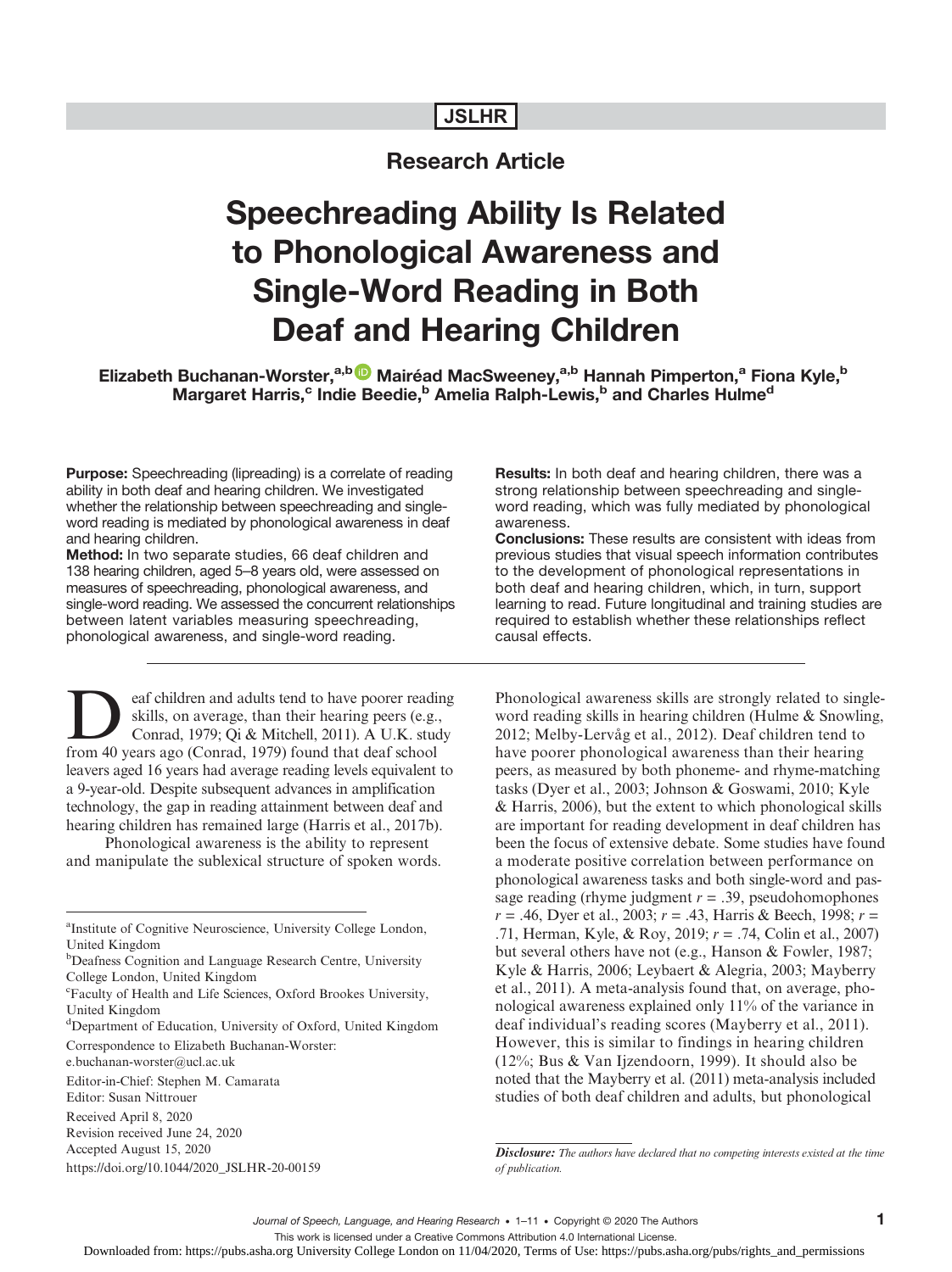Research Article

# Speechreading Ability Is Related to Phonological Awareness and Single-Word Reading in Both Deaf and Hearing Children

**Elizabeth Buchanan-Worster,[a,b] Mairéad MacSweeney,[a,b] Hannah Pimperton,[a] Fiona Kyle,[b] Margaret Harris,[c] Indie Beedie,[b] Amelia Ralph-Lewis,[b] and Charles Hulme[d]**

**Purpose:** Speechreading (lipreading) is a correlate of reading ability in both deaf and hearing children. We investigated whether the relationship between speechreading and single-word reading is mediated by phonological awareness in deaf and hearing children.

**Method:** In two separate studies, 66 deaf children and 138 hearing children, aged 5–8 years old, were assessed on measures of speechreading, phonological awareness, and single-word reading. We assessed the concurrent relationships between latent variables measuring speechreading, phonological awareness, and single-word reading.

**Results:** In both deaf and hearing children, there was a strong relationship between speechreading and single-word reading, which was fully mediated by phonological awareness.

**Conclusions:** These results are consistent with ideas from previous studies that visual speech information contributes to the development of phonological representations in both deaf and hearing children, which, in turn, support learning to read. Future longitudinal and training studies are required to establish whether these relationships reflect causal effects.

---

Deaf children and adults tend to have poorer reading skills, on average, than their hearing peers (e.g., Conrad, 1979; Qi & Mitchell, 2011). A U.K. study from 40 years ago (Conrad, 1979) found that deaf school leavers aged 16 years had average reading levels equivalent to a 9-year-old. Despite subsequent advances in amplification technology, the gap in reading attainment between deaf and hearing children has remained large (Harris et al., 2017b).

Phonological awareness is the ability to represent and manipulate the sublexical structure of spoken words. Phonological awareness skills are strongly related to single-word reading skills in hearing children (Hulme & Snowling, 2012; Melby-Lervåg et al., 2012). Deaf children tend to have poorer phonological awareness than their hearing peers, as measured by both phoneme- and rhyme-matching tasks (Dyer et al., 2003; Johnson & Goswami, 2010; Kyle & Harris, 2006), but the extent to which phonological skills are important for reading development in deaf children has been the focus of extensive debate. Some studies have found a moderate positive correlation between performance on phonological awareness tasks and both single-word and passage reading (rhyme judgment $r = .39$, pseudohomophones $r = .46$, Dyer et al., 2003; $r = .43$, Harris & Beech, 1998; $r = .71$, Herman, Kyle, & Roy, 2019; $r = .74$, Colin et al., 2007) but several others have not (e.g., Hanson & Fowler, 1987; Kyle & Harris, 2006; Leybaert & Alegria, 2003; Mayberry et al., 2011). A meta-analysis found that, on average, phonological awareness explained only 11% of the variance in deaf individual's reading scores (Mayberry et al., 2011). However, this is similar to findings in hearing children (12%; Bus & Van Ijzendoorn, 1999). It should also be noted that the Mayberry et al. (2011) meta-analysis included studies of both deaf children and adults, but phonological

---

[a]Institute of Cognitive Neuroscience, University College London, United Kingdom
[b]Deafness Cognition and Language Research Centre, University College London, United Kingdom
[c]Faculty of Health and Life Sciences, Oxford Brookes University, United Kingdom
[d]Department of Education, University of Oxford, United Kingdom

Correspondence to Elizabeth Buchanan-Worster: e.buchanan-worster@ucl.ac.uk

Editor-in-Chief: Stephen M. Camarata
Editor: Susan Nittrouer

Received April 8, 2020
Revision received June 24, 2020
Accepted August 15, 2020
https://doi.org/10.1044/2020_JSLHR-20-00159

*Disclosure: The authors have declared that no competing interests existed at the time of publication.*

This work is licensed under a Creative Commons Attribution 4.0 International License.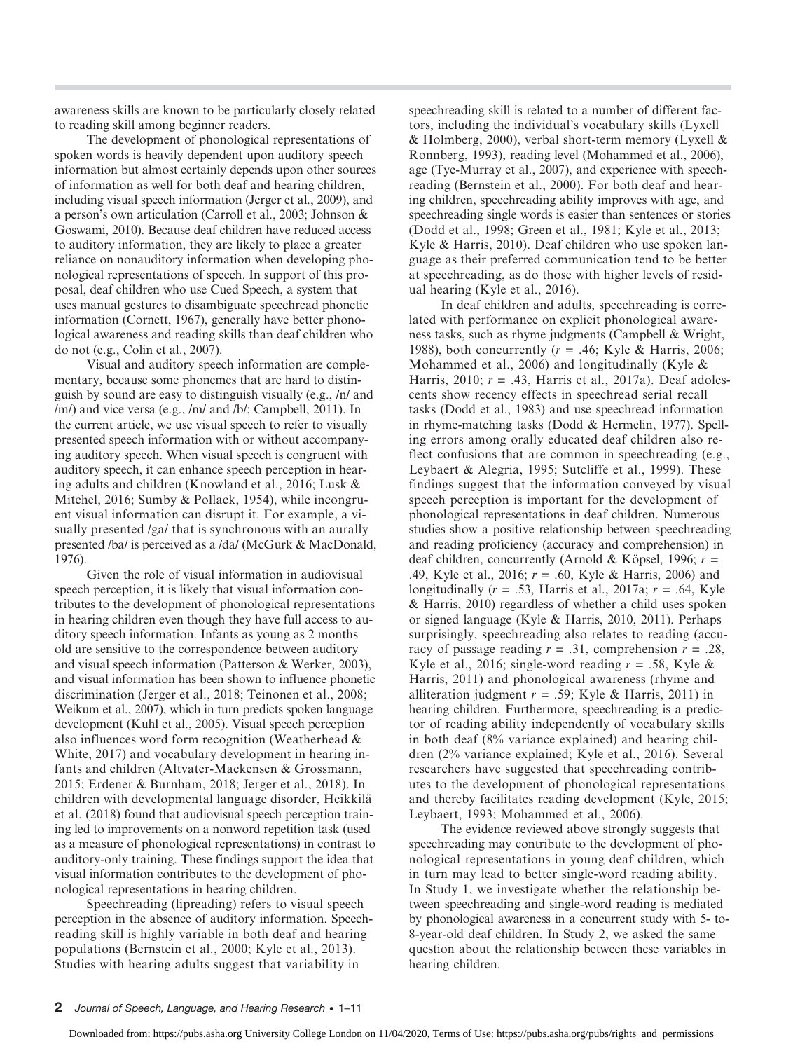awareness skills are known to be particularly closely related to reading skill among beginner readers.

The development of phonological representations of spoken words is heavily dependent upon auditory speech information but almost certainly depends upon other sources of information as well for both deaf and hearing children, including visual speech information (Jerger et al., 2009), and a person's own articulation (Carroll et al., 2003; Johnson & Goswami, 2010). Because deaf children have reduced access to auditory information, they are likely to place a greater reliance on nonauditory information when developing phonological representations of speech. In support of this proposal, deaf children who use Cued Speech, a system that uses manual gestures to disambiguate speechread phonetic information (Cornett, 1967), generally have better phonological awareness and reading skills than deaf children who do not (e.g., Colin et al., 2007).

Visual and auditory speech information are complementary, because some phonemes that are hard to distinguish by sound are easy to distinguish visually (e.g., /n/ and /m/) and vice versa (e.g., /m/ and /b/; Campbell, 2011). In the current article, we use visual speech to refer to visually presented speech information with or without accompanying auditory speech. When visual speech is congruent with auditory speech, it can enhance speech perception in hearing adults and children (Knowland et al., 2016; Lusk & Mitchel, 2016; Sumby & Pollack, 1954), while incongruent visual information can disrupt it. For example, a visually presented /ga/ that is synchronous with an aurally presented /ba/ is perceived as a /da/ (McGurk & MacDonald, 1976).

Given the role of visual information in audiovisual speech perception, it is likely that visual information contributes to the development of phonological representations in hearing children even though they have full access to auditory speech information. Infants as young as 2 months old are sensitive to the correspondence between auditory and visual speech information (Patterson & Werker, 2003), and visual information has been shown to influence phonetic discrimination (Jerger et al., 2018; Teinonen et al., 2008; Weikum et al., 2007), which in turn predicts spoken language development (Kuhl et al., 2005). Visual speech perception also influences word form recognition (Weatherhead & White, 2017) and vocabulary development in hearing infants and children (Altvater-Mackensen & Grossmann, 2015; Erdener & Burnham, 2018; Jerger et al., 2018). In children with developmental language disorder, Heikkilä et al. (2018) found that audiovisual speech perception training led to improvements on a nonword repetition task (used as a measure of phonological representations) in contrast to auditory-only training. These findings support the idea that visual information contributes to the development of phonological representations in hearing children.

Speechreading (lipreading) refers to visual speech perception in the absence of auditory information. Speechreading skill is highly variable in both deaf and hearing populations (Bernstein et al., 2000; Kyle et al., 2013). Studies with hearing adults suggest that variability in speechreading skill is related to a number of different factors, including the individual's vocabulary skills (Lyxell & Holmberg, 2000), verbal short-term memory (Lyxell & Ronnberg, 1993), reading level (Mohammed et al., 2006), age (Tye-Murray et al., 2007), and experience with speechreading (Bernstein et al., 2000). For both deaf and hearing children, speechreading ability improves with age, and speechreading single words is easier than sentences or stories (Dodd et al., 1998; Green et al., 1981; Kyle et al., 2013; Kyle & Harris, 2010). Deaf children who use spoken language as their preferred communication tend to be better at speechreading, as do those with higher levels of residual hearing (Kyle et al., 2016).

In deaf children and adults, speechreading is correlated with performance on explicit phonological awareness tasks, such as rhyme judgments (Campbell & Wright, 1988), both concurrently ($r$ = .46; Kyle & Harris, 2006; Mohammed et al., 2006) and longitudinally (Kyle & Harris, 2010; $r$ = .43, Harris et al., 2017a). Deaf adolescents show recency effects in speechread serial recall tasks (Dodd et al., 1983) and use speechread information in rhyme-matching tasks (Dodd & Hermelin, 1977). Spelling errors among orally educated deaf children also reflect confusions that are common in speechreading (e.g., Leybaert & Alegria, 1995; Sutcliffe et al., 1999). These findings suggest that the information conveyed by visual speech perception is important for the development of phonological representations in deaf children. Numerous studies show a positive relationship between speechreading and reading proficiency (accuracy and comprehension) in deaf children, concurrently (Arnold & Köpsel, 1996; $r$ = .49, Kyle et al., 2016; $r$ = .60, Kyle & Harris, 2006) and longitudinally ($r$ = .53, Harris et al., 2017a; $r$ = .64, Kyle & Harris, 2010) regardless of whether a child uses spoken or signed language (Kyle & Harris, 2010, 2011). Perhaps surprisingly, speechreading also relates to reading (accuracy of passage reading $r$ = .31, comprehension $r$ = .28, Kyle et al., 2016; single-word reading $r$ = .58, Kyle & Harris, 2011) and phonological awareness (rhyme and alliteration judgment $r$ = .59; Kyle & Harris, 2011) in hearing children. Furthermore, speechreading is a predictor of reading ability independently of vocabulary skills in both deaf (8% variance explained) and hearing children (2% variance explained; Kyle et al., 2016). Several researchers have suggested that speechreading contributes to the development of phonological representations and thereby facilitates reading development (Kyle, 2015; Leybaert, 1993; Mohammed et al., 2006).

The evidence reviewed above strongly suggests that speechreading may contribute to the development of phonological representations in young deaf children, which in turn may lead to better single-word reading ability. In Study 1, we investigate whether the relationship between speechreading and single-word reading is mediated by phonological awareness in a concurrent study with 5- to 8-year-old deaf children. In Study 2, we asked the same question about the relationship between these variables in hearing children.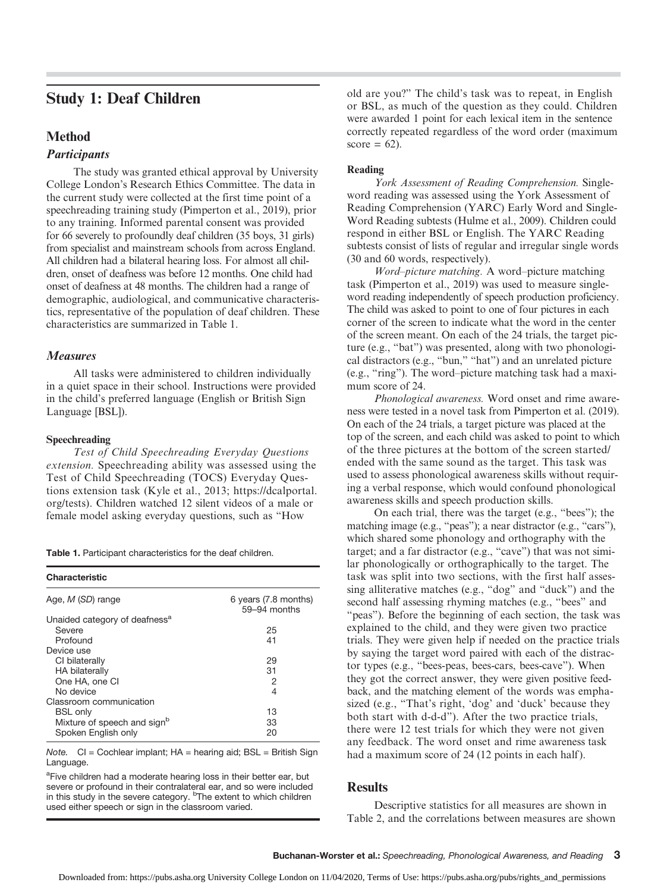# Study 1: Deaf Children

## Method

### Participants

The study was granted ethical approval by University College London's Research Ethics Committee. The data in the current study were collected at the first time point of a speechreading training study (Pimperton et al., 2019), prior to any training. Informed parental consent was provided for 66 severely to profoundly deaf children (35 boys, 31 girls) from specialist and mainstream schools from across England. All children had a bilateral hearing loss. For almost all children, onset of deafness was before 12 months. One child had onset of deafness at 48 months. The children had a range of demographic, audiological, and communicative characteristics, representative of the population of deaf children. These characteristics are summarized in Table 1.

**Table 1.** Participant characteristics for the deaf children.

| Characteristic | |
|---|---|
| Age, *M* (*SD*) range | 6 years (7.8 months) 59–94 months |
| Unaided category of deafness[a] | |
| Severe | 25 |
| Profound | 41 |
| Device use | |
| CI bilaterally | 29 |
| HA bilaterally | 31 |
| One HA, one CI | 2 |
| No device | 4 |
| Classroom communication | |
| BSL only | 13 |
| Mixture of speech and sign[b] | 33 |
| Spoken English only | 20 |

*Note.* CI = Cochlear implant; HA = hearing aid; BSL = British Sign Language.

[a]Five children had a moderate hearing loss in their better ear, but severe or profound in their contralateral ear, and so were included in this study in the severe category. [b]The extent to which children used either speech or sign in the classroom varied.

### Measures

All tasks were administered to children individually in a quiet space in their school. Instructions were provided in the child's preferred language (English or British Sign Language [BSL]).

#### Speechreading

*Test of Child Speechreading Everyday Questions extension.* Speechreading ability was assessed using the Test of Child Speechreading (TOCS) Everyday Questions extension task (Kyle et al., 2013; https://dcalportal.org/tests). Children watched 12 silent videos of a male or female model asking everyday questions, such as "How old are you?" The child's task was to repeat, in English or BSL, as much of the question as they could. Children were awarded 1 point for each lexical item in the sentence correctly repeated regardless of the word order (maximum score = 62).

#### Reading

*York Assessment of Reading Comprehension.* Single-word reading was assessed using the York Assessment of Reading Comprehension (YARC) Early Word and Single-Word Reading subtests (Hulme et al., 2009). Children could respond in either BSL or English. The YARC Reading subtests consist of lists of regular and irregular single words (30 and 60 words, respectively).

*Word–picture matching.* A word–picture matching task (Pimperton et al., 2019) was used to measure single-word reading independently of speech production proficiency. The child was asked to point to one of four pictures in each corner of the screen to indicate what the word in the center of the screen meant. On each of the 24 trials, the target picture (e.g., "bat") was presented, along with two phonological distractors (e.g., "bun," "hat") and an unrelated picture (e.g., "ring"). The word–picture matching task had a maximum score of 24.

*Phonological awareness.* Word onset and rime awareness were tested in a novel task from Pimperton et al. (2019). On each of the 24 trials, a target picture was placed at the top of the screen, and each child was asked to point to which of the three pictures at the bottom of the screen started/ended with the same sound as the target. This task was used to assess phonological awareness skills without requiring a verbal response, which would confound phonological awareness skills and speech production skills.

On each trial, there was the target (e.g., "bees"); the matching image (e.g., "peas"); a near distractor (e.g., "cars"), which shared some phonology and orthography with the target; and a far distractor (e.g., "cave") that was not similar phonologically or orthographically to the target. The task was split into two sections, with the first half assessing alliterative matches (e.g., "dog" and "duck") and the second half assessing rhyming matches (e.g., "bees" and "peas"). Before the beginning of each section, the task was explained to the child, and they were given two practice trials. They were given help if needed on the practice trials by saying the target word paired with each of the distractor types (e.g., "bees-peas, bees-cars, bees-cave"). When they got the correct answer, they were given positive feedback, and the matching element of the words was emphasized (e.g., "That's right, 'dog' and 'duck' because they both start with d-d-d"). After the two practice trials, there were 12 test trials for which they were not given any feedback. The word onset and rime awareness task had a maximum score of 24 (12 points in each half).

## Results

Descriptive statistics for all measures are shown in Table 2, and the correlations between measures are shown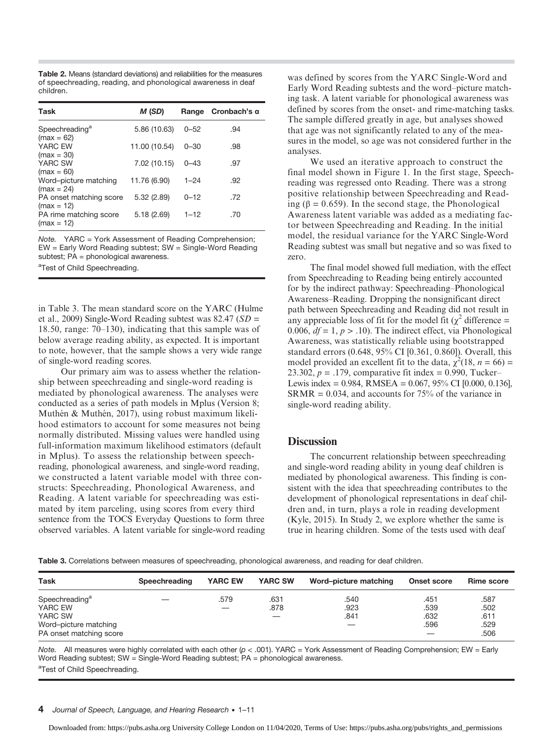**Table 2.** Means (standard deviations) and reliabilities for the measures of speechreading, reading, and phonological awareness in deaf children.

| Task | *M* (*SD*) | Range | Cronbach's α |
|---|---|---|---|
| Speechreading[a] (max = 62) | 5.86 (10.63) | 0–52 | .94 |
| YARC EW (max = 30) | 11.00 (10.54) | 0–30 | .98 |
| YARC SW (max = 60) | 7.02 (10.15) | 0–43 | .97 |
| Word–picture matching (max = 24) | 11.76 (6.90) | 1–24 | .92 |
| PA onset matching score (max = 12) | 5.32 (2.89) | 0–12 | .72 |
| PA rime matching score (max = 12) | 5.18 (2.69) | 1–12 | .70 |

*Note.* YARC = York Assessment of Reading Comprehension; EW = Early Word Reading subtest; SW = Single-Word Reading subtest; PA = phonological awareness.

[a]Test of Child Speechreading.

in Table 3. The mean standard score on the YARC (Hulme et al., 2009) Single-Word Reading subtest was 82.47 ($SD$ = 18.50, range: 70–130), indicating that this sample was of below average reading ability, as expected. It is important to note, however, that the sample shows a very wide range of single-word reading scores.

Our primary aim was to assess whether the relationship between speechreading and single-word reading is mediated by phonological awareness. The analyses were conducted as a series of path models in Mplus (Version 8; Muthén & Muthén, 2017), using robust maximum likelihood estimators to account for some measures not being normally distributed. Missing values were handled using full-information maximum likelihood estimators (default in Mplus). To assess the relationship between speechreading, phonological awareness, and single-word reading, we constructed a latent variable model with three constructs: Speechreading, Phonological Awareness, and Reading. A latent variable for speechreading was estimated by item parceling, using scores from every third sentence from the TOCS Everyday Questions to form three observed variables. A latent variable for single-word reading was defined by scores from the YARC Single-Word and Early Word Reading subtests and the word–picture matching task. A latent variable for phonological awareness was defined by scores from the onset- and rime-matching tasks. The sample differed greatly in age, but analyses showed that age was not significantly related to any of the measures in the model, so age was not considered further in the analyses.

We used an iterative approach to construct the final model shown in Figure 1. In the first stage, Speechreading was regressed onto Reading. There was a strong positive relationship between Speechreading and Reading ($\beta = 0.659$). In the second stage, the Phonological Awareness latent variable was added as a mediating factor between Speechreading and Reading. In the initial model, the residual variance for the YARC Single-Word Reading subtest was small but negative and so was fixed to zero.

The final model showed full mediation, with the effect from Speechreading to Reading being entirely accounted for by the indirect pathway: Speechreading–Phonological Awareness–Reading. Dropping the nonsignificant direct path between Speechreading and Reading did not result in any appreciable loss of fit for the model fit ($\chi^2$ difference = 0.006, $df = 1$, $p > .10$). The indirect effect, via Phonological Awareness, was statistically reliable using bootstrapped standard errors (0.648, 95% CI [0.361, 0.860]). Overall, this model provided an excellent fit to the data, $\chi^2(18, n = 66) = 23.302$, $p = .179$, comparative fit index = 0.990, Tucker–Lewis index = 0.984, RMSEA = 0.067, 95% CI [0.000, 0.136], SRMR = 0.034, and accounts for 75% of the variance in single-word reading ability.

## Discussion

The concurrent relationship between speechreading and single-word reading ability in young deaf children is mediated by phonological awareness. This finding is consistent with the idea that speechreading contributes to the development of phonological representations in deaf children and, in turn, plays a role in reading development (Kyle, 2015). In Study 2, we explore whether the same is true in hearing children. Some of the tests used with deaf

**Table 3.** Correlations between measures of speechreading, phonological awareness, and reading for deaf children.

| Task | Speechreading | YARC EW | YARC SW | Word–picture matching | Onset score | Rime score |
|---|---|---|---|---|---|---|
| Speechreading[a] | — | .579 | .631 | .540 | .451 | .587 |
| YARC EW | | — | .878 | .923 | .539 | .502 |
| YARC SW | | | — | .841 | .632 | .611 |
| Word–picture matching | | | | — | .596 | .529 |
| PA onset matching score | | | | | — | .506 |

*Note.* All measures were highly correlated with each other ($p < .001$). YARC = York Assessment of Reading Comprehension; EW = Early Word Reading subtest; SW = Single-Word Reading subtest; PA = phonological awareness.

[a]Test of Child Speechreading.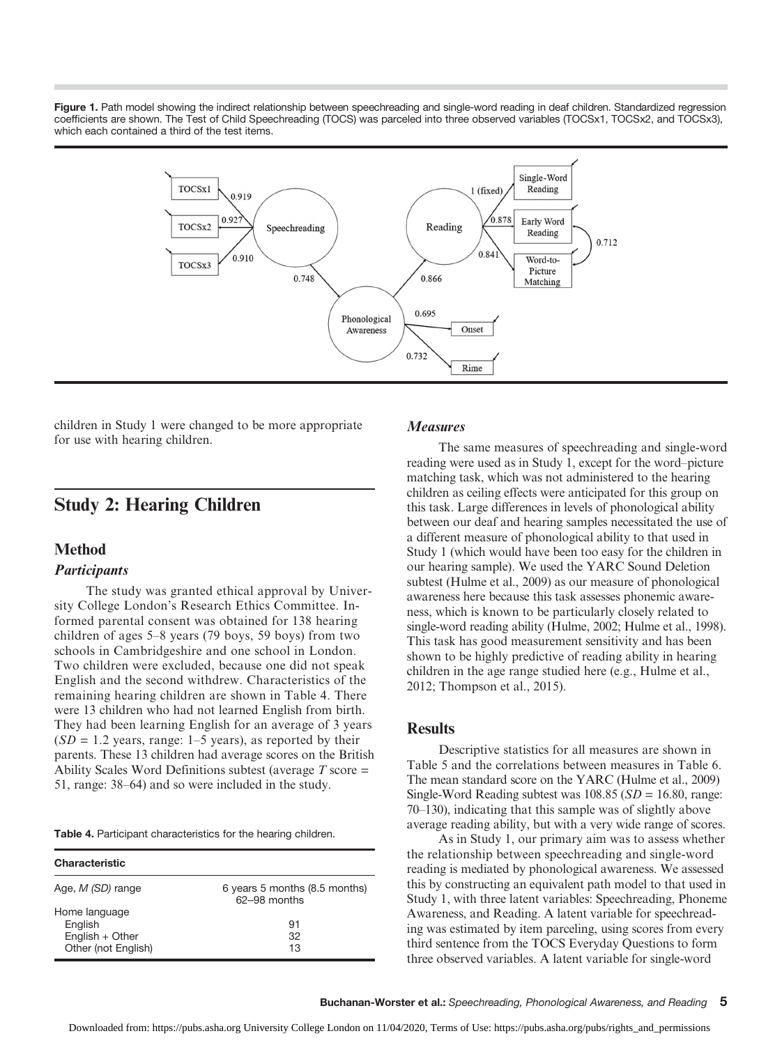**Figure 1.** Path model showing the indirect relationship between speechreading and single-word reading in deaf children. Standardized regression coefficients are shown. The Test of Child Speechreading (TOCS) was parceled into three observed variables (TOCSx1, TOCSx2, and TOCSx3), which each contained a third of the test items.

children in Study 1 were changed to be more appropriate for use with hearing children.

## Study 2: Hearing Children

### Method

#### *Participants*

The study was granted ethical approval by University College London's Research Ethics Committee. Informed parental consent was obtained for 138 hearing children of ages 5–8 years (79 boys, 59 boys) from two schools in Cambridgeshire and one school in London. Two children were excluded, because one did not speak English and the second withdrew. Characteristics of the remaining hearing children are shown in Table 4. There were 13 children who had not learned English from birth. They had been learning English for an average of 3 years ($SD$ = 1.2 years, range: 1–5 years), as reported by their parents. These 13 children had average scores on the British Ability Scales Word Definitions subtest (average $T$ score = 51, range: 38–64) and so were included in the study.

**Table 4.** Participant characteristics for the hearing children.

| Characteristic | |
|---|---|
| Age, *M (SD)* range | 6 years 5 months (8.5 months) 62–98 months |
| Home language | |
| English | 91 |
| English + Other | 32 |
| Other (not English) | 13 |

#### *Measures*

The same measures of speechreading and single-word reading were used as in Study 1, except for the word–picture matching task, which was not administered to the hearing children as ceiling effects were anticipated for this group on this task. Large differences in levels of phonological ability between our deaf and hearing samples necessitated the use of a different measure of phonological ability to that used in Study 1 (which would have been too easy for the children in our hearing sample). We used the YARC Sound Deletion subtest (Hulme et al., 2009) as our measure of phonological awareness here because this task assesses phonemic awareness, which is known to be particularly closely related to single-word reading ability (Hulme, 2002; Hulme et al., 1998). This task has good measurement sensitivity and has been shown to be highly predictive of reading ability in hearing children in the age range studied here (e.g., Hulme et al., 2012; Thompson et al., 2015).

### Results

Descriptive statistics for all measures are shown in Table 5 and the correlations between measures in Table 6. The mean standard score on the YARC (Hulme et al., 2009) Single-Word Reading subtest was 108.85 ($SD$ = 16.80, range: 70–130), indicating that this sample was of slightly above average reading ability, but with a very wide range of scores.

As in Study 1, our primary aim was to assess whether the relationship between speechreading and single-word reading is mediated by phonological awareness. We assessed this by constructing an equivalent path model to that used in Study 1, with three latent variables: Speechreading, Phoneme Awareness, and Reading. A latent variable for speechreading was estimated by item parceling, using scores from every third sentence from the TOCS Everyday Questions to form three observed variables. A latent variable for single-word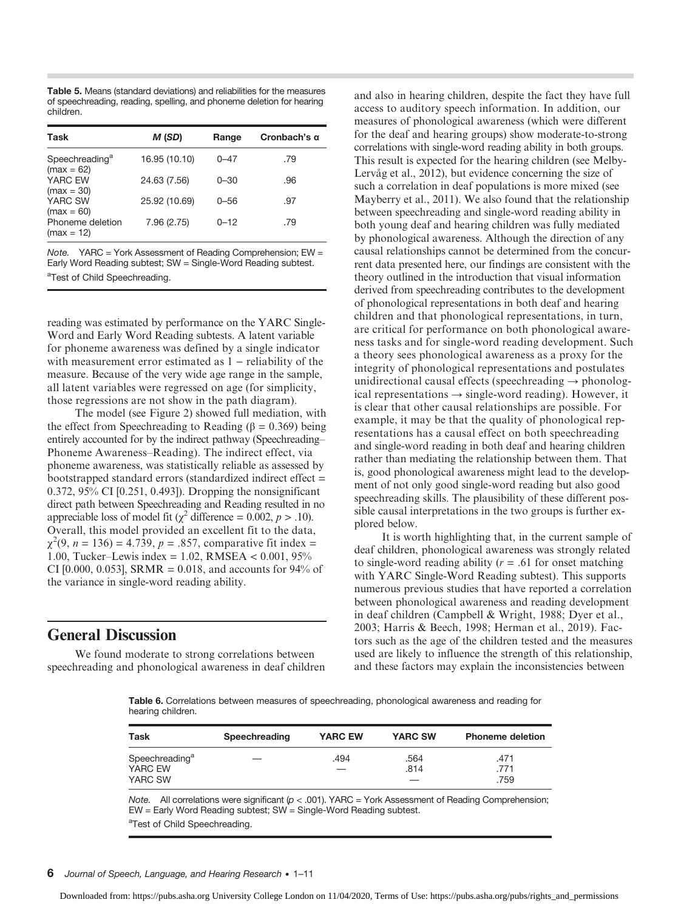**Table 5.** Means (standard deviations) and reliabilities for the measures of speechreading, reading, spelling, and phoneme deletion for hearing children.

| Task | *M* (*SD*) | Range | Cronbach's α |
|---|---|---|---|
| Speechreading[a] (max = 62) | 16.95 (10.10) | 0–47 | .79 |
| YARC EW (max = 30) | 24.63 (7.56) | 0–30 | .96 |
| YARC SW (max = 60) | 25.92 (10.69) | 0–56 | .97 |
| Phoneme deletion (max = 12) | 7.96 (2.75) | 0–12 | .79 |

*Note.* YARC = York Assessment of Reading Comprehension; EW = Early Word Reading subtest; SW = Single-Word Reading subtest.

[a]Test of Child Speechreading.

reading was estimated by performance on the YARC Single-Word and Early Word Reading subtests. A latent variable for phoneme awareness was defined by a single indicator with measurement error estimated as 1 − reliability of the measure. Because of the very wide age range in the sample, all latent variables were regressed on age (for simplicity, those regressions are not show in the path diagram).

The model (see Figure 2) showed full mediation, with the effect from Speechreading to Reading ($\beta = 0.369$) being entirely accounted for by the indirect pathway (Speechreading–Phoneme Awareness–Reading). The indirect effect, via phoneme awareness, was statistically reliable as assessed by bootstrapped standard errors (standardized indirect effect = 0.372, 95% CI [0.251, 0.493]). Dropping the nonsignificant direct path between Speechreading and Reading resulted in no appreciable loss of model fit ($\chi^2$ difference = 0.002, $p > .10$). Overall, this model provided an excellent fit to the data, $\chi^2(9, n = 136) = 4.739$, $p = .857$, comparative fit index = 1.00, Tucker–Lewis index = 1.02, RMSEA < 0.001, 95% CI [0.000, 0.053], SRMR = 0.018, and accounts for 94% of the variance in single-word reading ability.

## General Discussion

We found moderate to strong correlations between speechreading and phonological awareness in deaf children and also in hearing children, despite the fact they have full access to auditory speech information. In addition, our measures of phonological awareness (which were different for the deaf and hearing groups) show moderate-to-strong correlations with single-word reading ability in both groups. This result is expected for the hearing children (see Melby-Lervåg et al., 2012), but evidence concerning the size of such a correlation in deaf populations is more mixed (see Mayberry et al., 2011). We also found that the relationship between speechreading and single-word reading ability in both young deaf and hearing children was fully mediated by phonological awareness. Although the direction of any causal relationships cannot be determined from the concurrent data presented here, our findings are consistent with the theory outlined in the introduction that visual information derived from speechreading contributes to the development of phonological representations in both deaf and hearing children and that phonological representations, in turn, are critical for performance on both phonological awareness tasks and for single-word reading development. Such a theory sees phonological awareness as a proxy for the integrity of phonological representations and postulates unidirectional causal effects (speechreading → phonological representations → single-word reading). However, it is clear that other causal relationships are possible. For example, it may be that the quality of phonological representations has a causal effect on both speechreading and single-word reading in both deaf and hearing children rather than mediating the relationship between them. That is, good phonological awareness might lead to the development of not only good single-word reading but also good speechreading skills. The plausibility of these different possible causal interpretations in the two groups is further explored below.

It is worth highlighting that, in the current sample of deaf children, phonological awareness was strongly related to single-word reading ability ($r = .61$ for onset matching with YARC Single-Word Reading subtest). This supports numerous previous studies that have reported a correlation between phonological awareness and reading development in deaf children (Campbell & Wright, 1988; Dyer et al., 2003; Harris & Beech, 1998; Herman et al., 2019). Factors such as the age of the children tested and the measures used are likely to influence the strength of this relationship, and these factors may explain the inconsistencies between

**Table 6.** Correlations between measures of speechreading, phonological awareness and reading for hearing children.

| Task | Speechreading | YARC EW | YARC SW | Phoneme deletion |
|---|---|---|---|---|
| Speechreading[a] | — | .494 | .564 | .471 |
| YARC EW | | — | .814 | .771 |
| YARC SW | | | — | .759 |

*Note.* All correlations were significant ($p < .001$). YARC = York Assessment of Reading Comprehension; EW = Early Word Reading subtest; SW = Single-Word Reading subtest.

[a]Test of Child Speechreading.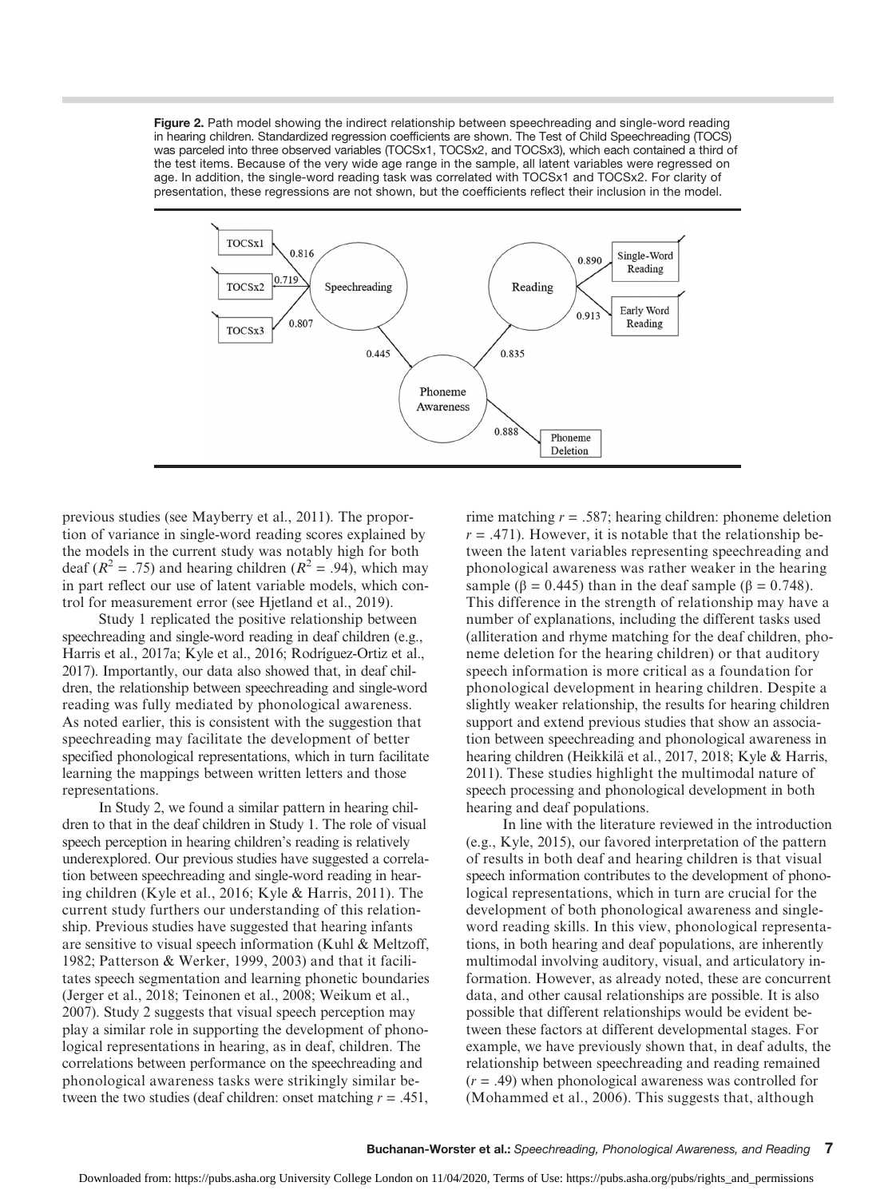**Figure 2.** Path model showing the indirect relationship between speechreading and single-word reading in hearing children. Standardized regression coefficients are shown. The Test of Child Speechreading (TOCS) was parceled into three observed variables (TOCSx1, TOCSx2, and TOCSx3), which each contained a third of the test items. Because of the very wide age range in the sample, all latent variables were regressed on age. In addition, the single-word reading task was correlated with TOCSx1 and TOCSx2. For clarity of presentation, these regressions are not shown, but the coefficients reflect their inclusion in the model.

previous studies (see Mayberry et al., 2011). The proportion of variance in single-word reading scores explained by the models in the current study was notably high for both deaf ($R^2$ = .75) and hearing children ($R^2$ = .94), which may in part reflect our use of latent variable models, which control for measurement error (see Hjetland et al., 2019).

Study 1 replicated the positive relationship between speechreading and single-word reading in deaf children (e.g., Harris et al., 2017a; Kyle et al., 2016; Rodríguez-Ortiz et al., 2017). Importantly, our data also showed that, in deaf children, the relationship between speechreading and single-word reading was fully mediated by phonological awareness. As noted earlier, this is consistent with the suggestion that speechreading may facilitate the development of better specified phonological representations, which in turn facilitate learning the mappings between written letters and those representations.

In Study 2, we found a similar pattern in hearing children to that in the deaf children in Study 1. The role of visual speech perception in hearing children's reading is relatively underexplored. Our previous studies have suggested a correlation between speechreading and single-word reading in hearing children (Kyle et al., 2016; Kyle & Harris, 2011). The current study furthers our understanding of this relationship. Previous studies have suggested that hearing infants are sensitive to visual speech information (Kuhl & Meltzoff, 1982; Patterson & Werker, 1999, 2003) and that it facilitates speech segmentation and learning phonetic boundaries (Jerger et al., 2018; Teinonen et al., 2008; Weikum et al., 2007). Study 2 suggests that visual speech perception may play a similar role in supporting the development of phonological representations in hearing, as in deaf, children. The correlations between performance on the speechreading and phonological awareness tasks were strikingly similar between the two studies (deaf children: onset matching $r$ = .451, rime matching $r$ = .587; hearing children: phoneme deletion $r$ = .471). However, it is notable that the relationship between the latent variables representing speechreading and phonological awareness was rather weaker in the hearing sample (β = 0.445) than in the deaf sample (β = 0.748). This difference in the strength of relationship may have a number of explanations, including the different tasks used (alliteration and rhyme matching for the deaf children, phoneme deletion for the hearing children) or that auditory speech information is more critical as a foundation for phonological development in hearing children. Despite a slightly weaker relationship, the results for hearing children support and extend previous studies that show an association between speechreading and phonological awareness in hearing children (Heikkilä et al., 2017, 2018; Kyle & Harris, 2011). These studies highlight the multimodal nature of speech processing and phonological development in both hearing and deaf populations.

In line with the literature reviewed in the introduction (e.g., Kyle, 2015), our favored interpretation of the pattern of results in both deaf and hearing children is that visual speech information contributes to the development of phonological representations, which in turn are crucial for the development of both phonological awareness and single-word reading skills. In this view, phonological representations, in both hearing and deaf populations, are inherently multimodal involving auditory, visual, and articulatory information. However, as already noted, these are concurrent data, and other causal relationships are possible. It is also possible that different relationships would be evident between these factors at different developmental stages. For example, we have previously shown that, in deaf adults, the relationship between speechreading and reading remained ($r$ = .49) when phonological awareness was controlled for (Mohammed et al., 2006). This suggests that, although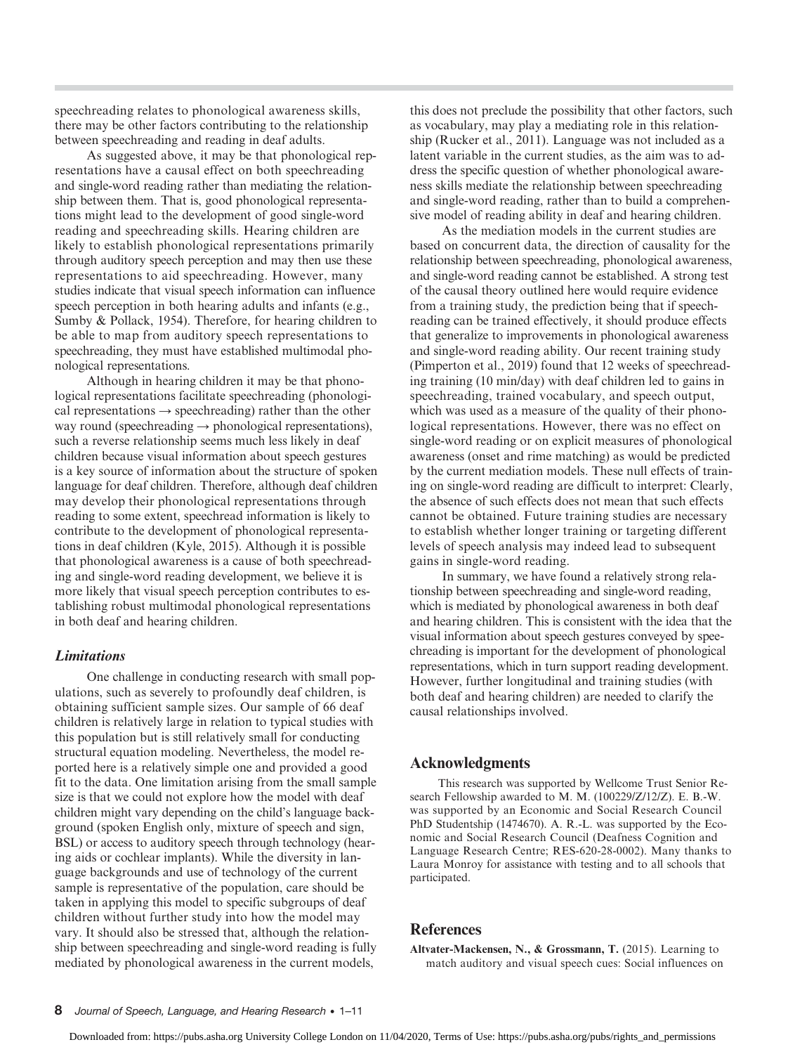speechreading relates to phonological awareness skills, there may be other factors contributing to the relationship between speechreading and reading in deaf adults.

As suggested above, it may be that phonological representations have a causal effect on both speechreading and single-word reading rather than mediating the relationship between them. That is, good phonological representations might lead to the development of good single-word reading and speechreading skills. Hearing children are likely to establish phonological representations primarily through auditory speech perception and may then use these representations to aid speechreading. However, many studies indicate that visual speech information can influence speech perception in both hearing adults and infants (e.g., Sumby & Pollack, 1954). Therefore, for hearing children to be able to map from auditory speech representations to speechreading, they must have established multimodal phonological representations.

Although in hearing children it may be that phonological representations facilitate speechreading (phonological representations → speechreading) rather than the other way round (speechreading → phonological representations), such a reverse relationship seems much less likely in deaf children because visual information about speech gestures is a key source of information about the structure of spoken language for deaf children. Therefore, although deaf children may develop their phonological representations through reading to some extent, speechread information is likely to contribute to the development of phonological representations in deaf children (Kyle, 2015). Although it is possible that phonological awareness is a cause of both speechreading and single-word reading development, we believe it is more likely that visual speech perception contributes to establishing robust multimodal phonological representations in both deaf and hearing children.

### Limitations

One challenge in conducting research with small populations, such as severely to profoundly deaf children, is obtaining sufficient sample sizes. Our sample of 66 deaf children is relatively large in relation to typical studies with this population but is still relatively small for conducting structural equation modeling. Nevertheless, the model reported here is a relatively simple one and provided a good fit to the data. One limitation arising from the small sample size is that we could not explore how the model with deaf children might vary depending on the child's language background (spoken English only, mixture of speech and sign, BSL) or access to auditory speech through technology (hearing aids or cochlear implants). While the diversity in language backgrounds and use of technology of the current sample is representative of the population, care should be taken in applying this model to specific subgroups of deaf children without further study into how the model may vary. It should also be stressed that, although the relationship between speechreading and single-word reading is fully mediated by phonological awareness in the current models, this does not preclude the possibility that other factors, such as vocabulary, may play a mediating role in this relationship (Rucker et al., 2011). Language was not included as a latent variable in the current studies, as the aim was to address the specific question of whether phonological awareness skills mediate the relationship between speechreading and single-word reading, rather than to build a comprehensive model of reading ability in deaf and hearing children.

As the mediation models in the current studies are based on concurrent data, the direction of causality for the relationship between speechreading, phonological awareness, and single-word reading cannot be established. A strong test of the causal theory outlined here would require evidence from a training study, the prediction being that if speechreading can be trained effectively, it should produce effects that generalize to improvements in phonological awareness and single-word reading ability. Our recent training study (Pimperton et al., 2019) found that 12 weeks of speechreading training (10 min/day) with deaf children led to gains in speechreading, trained vocabulary, and speech output, which was used as a measure of the quality of their phonological representations. However, there was no effect on single-word reading or on explicit measures of phonological awareness (onset and rime matching) as would be predicted by the current mediation models. These null effects of training on single-word reading are difficult to interpret: Clearly, the absence of such effects does not mean that such effects cannot be obtained. Future training studies are necessary to establish whether longer training or targeting different levels of speech analysis may indeed lead to subsequent gains in single-word reading.

In summary, we have found a relatively strong relationship between speechreading and single-word reading, which is mediated by phonological awareness in both deaf and hearing children. This is consistent with the idea that the visual information about speech gestures conveyed by speechreading is important for the development of phonological representations, which in turn support reading development. However, further longitudinal and training studies (with both deaf and hearing children) are needed to clarify the causal relationships involved.

## Acknowledgments

This research was supported by Wellcome Trust Senior Research Fellowship awarded to M. M. (100229/Z/12/Z). E. B.-W. was supported by an Economic and Social Research Council PhD Studentship (1474670). A. R.-L. was supported by the Economic and Social Research Council (Deafness Cognition and Language Research Centre; RES-620-28-0002). Many thanks to Laura Monroy for assistance with testing and to all schools that participated.

## References

**Altvater-Mackensen, N., & Grossmann, T.** (2015). Learning to match auditory and visual speech cues: Social influences on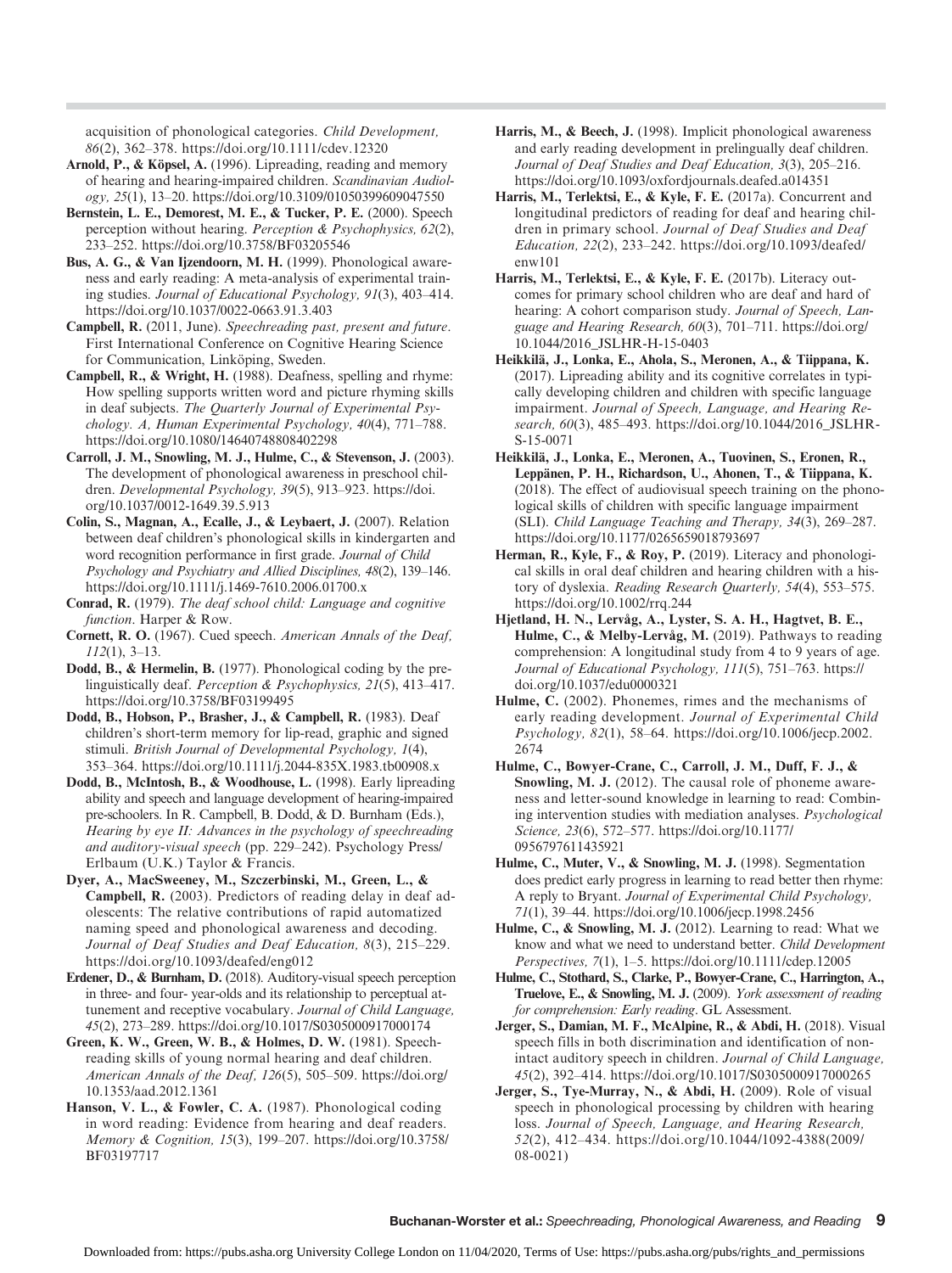acquisition of phonological categories. *Child Development, 86*(2), 362–378. https://doi.org/10.1111/cdev.12320

**Arnold, P., & Köpsel, A.** (1996). Lipreading, reading and memory of hearing and hearing-impaired children. *Scandinavian Audiology, 25*(1), 13–20. https://doi.org/10.3109/01050399609047550

**Bernstein, L. E., Demorest, M. E., & Tucker, P. E.** (2000). Speech perception without hearing. *Perception & Psychophysics, 62*(2), 233–252. https://doi.org/10.3758/BF03205546

**Bus, A. G., & Van Ijzendoorn, M. H.** (1999). Phonological awareness and early reading: A meta-analysis of experimental training studies. *Journal of Educational Psychology, 91*(3), 403–414. https://doi.org/10.1037/0022-0663.91.3.403

**Campbell, R.** (2011, June). *Speechreading past, present and future*. First International Conference on Cognitive Hearing Science for Communication, Linköping, Sweden.

**Campbell, R., & Wright, H.** (1988). Deafness, spelling and rhyme: How spelling supports written word and picture rhyming skills in deaf subjects. *The Quarterly Journal of Experimental Psychology. A, Human Experimental Psychology, 40*(4), 771–788. https://doi.org/10.1080/14640748808402298

**Carroll, J. M., Snowling, M. J., Hulme, C., & Stevenson, J.** (2003). The development of phonological awareness in preschool children. *Developmental Psychology, 39*(5), 913–923. https://doi.org/10.1037/0012-1649.39.5.913

**Colin, S., Magnan, A., Ecalle, J., & Leybaert, J.** (2007). Relation between deaf children's phonological skills in kindergarten and word recognition performance in first grade. *Journal of Child Psychology and Psychiatry and Allied Disciplines, 48*(2), 139–146. https://doi.org/10.1111/j.1469-7610.2006.01700.x

**Conrad, R.** (1979). *The deaf school child: Language and cognitive function*. Harper & Row.

**Cornett, R. O.** (1967). Cued speech. *American Annals of the Deaf, 112*(1), 3–13.

**Dodd, B., & Hermelin, B.** (1977). Phonological coding by the prelinguistically deaf. *Perception & Psychophysics, 21*(5), 413–417. https://doi.org/10.3758/BF03199495

**Dodd, B., Hobson, P., Brasher, J., & Campbell, R.** (1983). Deaf children's short-term memory for lip-read, graphic and signed stimuli. *British Journal of Developmental Psychology, 1*(4), 353–364. https://doi.org/10.1111/j.2044-835X.1983.tb00908.x

**Dodd, B., McIntosh, B., & Woodhouse, L.** (1998). Early lipreading ability and speech and language development of hearing-impaired pre-schoolers. In R. Campbell, B. Dodd, & D. Burnham (Eds.), *Hearing by eye II: Advances in the psychology of speechreading and auditory-visual speech* (pp. 229–242). Psychology Press/ Erlbaum (U.K.) Taylor & Francis.

**Dyer, A., MacSweeney, M., Szczerbinski, M., Green, L., & Campbell, R.** (2003). Predictors of reading delay in deaf adolescents: The relative contributions of rapid automatized naming speed and phonological awareness and decoding. *Journal of Deaf Studies and Deaf Education, 8*(3), 215–229. https://doi.org/10.1093/deafed/eng012

**Erdener, D., & Burnham, D.** (2018). Auditory-visual speech perception in three- and four- year-olds and its relationship to perceptual attunement and receptive vocabulary. *Journal of Child Language, 45*(2), 273–289. https://doi.org/10.1017/S0305000917000174

**Green, K. W., Green, W. B., & Holmes, D. W.** (1981). Speechreading skills of young normal hearing and deaf children. *American Annals of the Deaf, 126*(5), 505–509. https://doi.org/10.1353/aad.2012.1361

**Hanson, V. L., & Fowler, C. A.** (1987). Phonological coding in word reading: Evidence from hearing and deaf readers. *Memory & Cognition, 15*(3), 199–207. https://doi.org/10.3758/BF03197717

**Harris, M., & Beech, J.** (1998). Implicit phonological awareness and early reading development in prelingually deaf children. *Journal of Deaf Studies and Deaf Education, 3*(3), 205–216. https://doi.org/10.1093/oxfordjournals.deafed.a014351

**Harris, M., Terlektsi, E., & Kyle, F. E.** (2017a). Concurrent and longitudinal predictors of reading for deaf and hearing children in primary school. *Journal of Deaf Studies and Deaf Education, 22*(2), 233–242. https://doi.org/10.1093/deafed/enw101

**Harris, M., Terlektsi, E., & Kyle, F. E.** (2017b). Literacy outcomes for primary school children who are deaf and hard of hearing: A cohort comparison study. *Journal of Speech, Language and Hearing Research, 60*(3), 701–711. https://doi.org/10.1044/2016_JSLHR-H-15-0403

**Heikkilä, J., Lonka, E., Ahola, S., Meronen, A., & Tiippana, K.** (2017). Lipreading ability and its cognitive correlates in typically developing children and children with specific language impairment. *Journal of Speech, Language, and Hearing Research, 60*(3), 485–493. https://doi.org/10.1044/2016_JSLHR-S-15-0071

**Heikkilä, J., Lonka, E., Meronen, A., Tuovinen, S., Eronen, R., Leppänen, P. H., Richardson, U., Ahonen, T., & Tiippana, K.** (2018). The effect of audiovisual speech training on the phonological skills of children with specific language impairment (SLI). *Child Language Teaching and Therapy, 34*(3), 269–287. https://doi.org/10.1177/0265659018793697

**Herman, R., Kyle, F., & Roy, P.** (2019). Literacy and phonological skills in oral deaf children and hearing children with a history of dyslexia. *Reading Research Quarterly, 54*(4), 553–575. https://doi.org/10.1002/rrq.244

**Hjetland, H. N., Lervåg, A., Lyster, S. A. H., Hagtvet, B. E., Hulme, C., & Melby-Lervåg, M.** (2019). Pathways to reading comprehension: A longitudinal study from 4 to 9 years of age. *Journal of Educational Psychology, 111*(5), 751–763. https://doi.org/10.1037/edu0000321

**Hulme, C.** (2002). Phonemes, rimes and the mechanisms of early reading development. *Journal of Experimental Child Psychology, 82*(1), 58–64. https://doi.org/10.1006/jecp.2002.2674

**Hulme, C., Bowyer-Crane, C., Carroll, J. M., Duff, F. J., & Snowling, M. J.** (2012). The causal role of phoneme awareness and letter-sound knowledge in learning to read: Combining intervention studies with mediation analyses. *Psychological Science, 23*(6), 572–577. https://doi.org/10.1177/0956797611435921

**Hulme, C., Muter, V., & Snowling, M. J.** (1998). Segmentation does predict early progress in learning to read better then rhyme: A reply to Bryant. *Journal of Experimental Child Psychology, 71*(1), 39–44. https://doi.org/10.1006/jecp.1998.2456

**Hulme, C., & Snowling, M. J.** (2012). Learning to read: What we know and what we need to understand better. *Child Development Perspectives, 7*(1), 1–5. https://doi.org/10.1111/cdep.12005

**Hulme, C., Stothard, S., Clarke, P., Bowyer-Crane, C., Harrington, A., Truelove, E., & Snowling, M. J.** (2009). *York assessment of reading for comprehension: Early reading*. GL Assessment.

**Jerger, S., Damian, M. F., McAlpine, R., & Abdi, H.** (2018). Visual speech fills in both discrimination and identification of non-intact auditory speech in children. *Journal of Child Language, 45*(2), 392–414. https://doi.org/10.1017/S0305000917000265

**Jerger, S., Tye-Murray, N., & Abdi, H.** (2009). Role of visual speech in phonological processing by children with hearing loss. *Journal of Speech, Language, and Hearing Research, 52*(2), 412–434. https://doi.org/10.1044/1092-4388(2009/08-0021)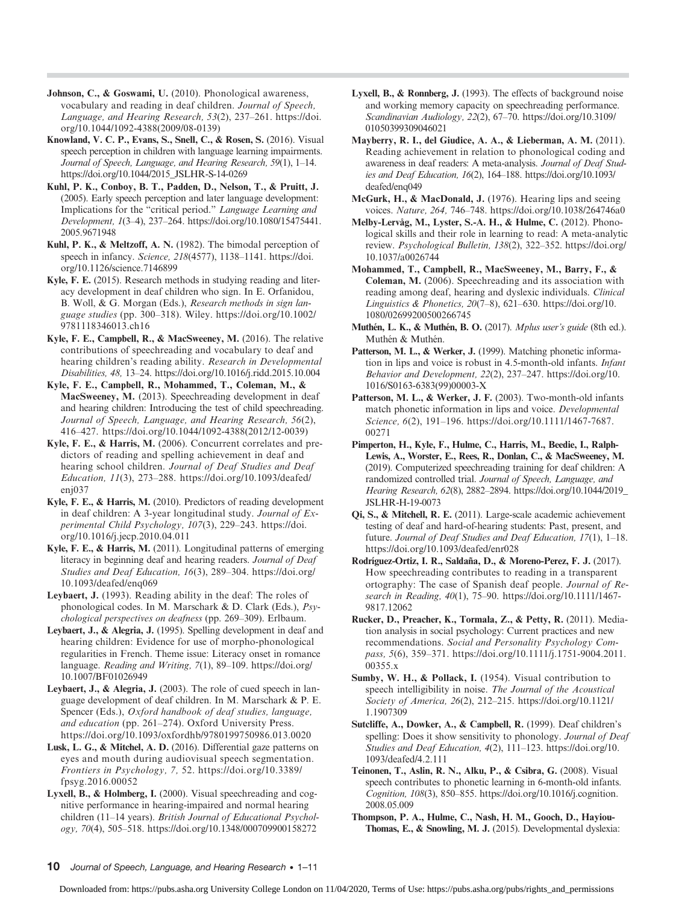**Johnson, C., & Goswami, U.** (2010). Phonological awareness, vocabulary and reading in deaf children. *Journal of Speech, Language, and Hearing Research, 53*(2), 237–261. https://doi.org/10.1044/1092-4388(2009/08-0139)

**Knowland, V. C. P., Evans, S., Snell, C., & Rosen, S.** (2016). Visual speech perception in children with language learning impairments. *Journal of Speech, Language, and Hearing Research, 59*(1), 1–14. https://doi.org/10.1044/2015_JSLHR-S-14-0269

**Kuhl, P. K., Conboy, B. T., Padden, D., Nelson, T., & Pruitt, J.** (2005). Early speech perception and later language development: Implications for the "critical period." *Language Learning and Development, 1*(3–4), 237–264. https://doi.org/10.1080/15475441.2005.9671948

**Kuhl, P. K., & Meltzoff, A. N.** (1982). The bimodal perception of speech in infancy. *Science, 218*(4577), 1138–1141. https://doi.org/10.1126/science.7146899

**Kyle, F. E.** (2015). Research methods in studying reading and literacy development in deaf children who sign. In E. Orfanidou, B. Woll, & G. Morgan (Eds.), *Research methods in sign language studies* (pp. 300–318). Wiley. https://doi.org/10.1002/9781118346013.ch16

**Kyle, F. E., Campbell, R., & MacSweeney, M.** (2016). The relative contributions of speechreading and vocabulary to deaf and hearing children's reading ability. *Research in Developmental Disabilities, 48,* 13–24. https://doi.org/10.1016/j.ridd.2015.10.004

**Kyle, F. E., Campbell, R., Mohammed, T., Coleman, M., & MacSweeney, M.** (2013). Speechreading development in deaf and hearing children: Introducing the test of child speechreading. *Journal of Speech, Language, and Hearing Research, 56*(2), 416–427. https://doi.org/10.1044/1092-4388(2012/12-0039)

**Kyle, F. E., & Harris, M.** (2006). Concurrent correlates and predictors of reading and spelling achievement in deaf and hearing school children. *Journal of Deaf Studies and Deaf Education, 11*(3), 273–288. https://doi.org/10.1093/deafed/enj037

**Kyle, F. E., & Harris, M.** (2010). Predictors of reading development in deaf children: A 3-year longitudinal study. *Journal of Experimental Child Psychology, 107*(3), 229–243. https://doi.org/10.1016/j.jecp.2010.04.011

**Kyle, F. E., & Harris, M.** (2011). Longitudinal patterns of emerging literacy in beginning deaf and hearing readers. *Journal of Deaf Studies and Deaf Education, 16*(3), 289–304. https://doi.org/10.1093/deafed/enq069

**Leybaert, J.** (1993). Reading ability in the deaf: The roles of phonological codes. In M. Marschark & D. Clark (Eds.), *Psychological perspectives on deafness* (pp. 269–309). Erlbaum.

**Leybaert, J., & Alegria, J.** (1995). Spelling development in deaf and hearing children: Evidence for use of morpho-phonological regularities in French. Theme issue: Literacy onset in romance language. *Reading and Writing, 7*(1), 89–109. https://doi.org/10.1007/BF01026949

**Leybaert, J., & Alegria, J.** (2003). The role of cued speech in language development of deaf children. In M. Marschark & P. E. Spencer (Eds.), *Oxford handbook of deaf studies, language, and education* (pp. 261–274). Oxford University Press. https://doi.org/10.1093/oxfordhb/9780199750986.013.0020

**Lusk, L. G., & Mitchel, A. D.** (2016). Differential gaze patterns on eyes and mouth during audiovisual speech segmentation. *Frontiers in Psychology, 7,* 52. https://doi.org/10.3389/fpsyg.2016.00052

**Lyxell, B., & Holmberg, I.** (2000). Visual speechreading and cognitive performance in hearing-impaired and normal hearing children (11–14 years). *British Journal of Educational Psychology, 70*(4), 505–518. https://doi.org/10.1348/000709900158272

**Lyxell, B., & Ronnberg, J.** (1993). The effects of background noise and working memory capacity on speechreading performance. *Scandinavian Audiology, 22*(2), 67–70. https://doi.org/10.3109/01050399309046021

**Mayberry, R. I., del Giudice, A. A., & Lieberman, A. M.** (2011). Reading achievement in relation to phonological coding and awareness in deaf readers: A meta-analysis. *Journal of Deaf Studies and Deaf Education, 16*(2), 164–188. https://doi.org/10.1093/deafed/enq049

**McGurk, H., & MacDonald, J.** (1976). Hearing lips and seeing voices. *Nature, 264,* 746–748. https://doi.org/10.1038/264746a0

**Melby-Lervåg, M., Lyster, S.-A. H., & Hulme, C.** (2012). Phonological skills and their role in learning to read: A meta-analytic review. *Psychological Bulletin, 138*(2), 322–352. https://doi.org/10.1037/a0026744

**Mohammed, T., Campbell, R., MacSweeney, M., Barry, F., & Coleman, M.** (2006). Speechreading and its association with reading among deaf, hearing and dyslexic individuals. *Clinical Linguistics & Phonetics, 20*(7–8), 621–630. https://doi.org/10.1080/02699200500266745

**Muthén, L. K., & Muthén, B. O.** (2017). *Mplus user's guide* (8th ed.). Muthén & Muthén.

**Patterson, M. L., & Werker, J.** (1999). Matching phonetic information in lips and voice is robust in 4.5-month-old infants. *Infant Behavior and Development, 22*(2), 237–247. https://doi.org/10.1016/S0163-6383(99)00003-X

**Patterson, M. L., & Werker, J. F.** (2003). Two-month-old infants match phonetic information in lips and voice. *Developmental Science, 6*(2), 191–196. https://doi.org/10.1111/1467-7687.00271

**Pimperton, H., Kyle, F., Hulme, C., Harris, M., Beedie, I., Ralph-Lewis, A., Worster, E., Rees, R., Donlan, C., & MacSweeney, M.** (2019). Computerized speechreading training for deaf children: A randomized controlled trial. *Journal of Speech, Language, and Hearing Research, 62*(8), 2882–2894. https://doi.org/10.1044/2019_JSLHR-H-19-0073

**Qi, S., & Mitchell, R. E.** (2011). Large-scale academic achievement testing of deaf and hard-of-hearing students: Past, present, and future. *Journal of Deaf Studies and Deaf Education, 17*(1), 1–18. https://doi.org/10.1093/deafed/enr028

**Rodríguez-Ortiz, I. R., Saldaña, D., & Moreno-Perez, F. J.** (2017). How speechreading contributes to reading in a transparent ortography: The case of Spanish deaf people. *Journal of Research in Reading, 40*(1), 75–90. https://doi.org/10.1111/1467-9817.12062

**Rucker, D., Preacher, K., Tormala, Z., & Petty, R.** (2011). Mediation analysis in social psychology: Current practices and new recommendations. *Social and Personality Psychology Compass, 5*(6), 359–371. https://doi.org/10.1111/j.1751-9004.2011.00355.x

**Sumby, W. H., & Pollack, I.** (1954). Visual contribution to speech intelligibility in noise. *The Journal of the Acoustical Society of America, 26*(2), 212–215. https://doi.org/10.1121/1.1907309

**Sutcliffe, A., Dowker, A., & Campbell, R.** (1999). Deaf children's spelling: Does it show sensitivity to phonology. *Journal of Deaf Studies and Deaf Education, 4*(2), 111–123. https://doi.org/10.1093/deafed/4.2.111

**Teinonen, T., Aslin, R. N., Alku, P., & Csibra, G.** (2008). Visual speech contributes to phonetic learning in 6-month-old infants. *Cognition, 108*(3), 850–855. https://doi.org/10.1016/j.cognition.2008.05.009

**Thompson, P. A., Hulme, C., Nash, H. M., Gooch, D., Hayiou-Thomas, E., & Snowling, M. J.** (2015). Developmental dyslexia: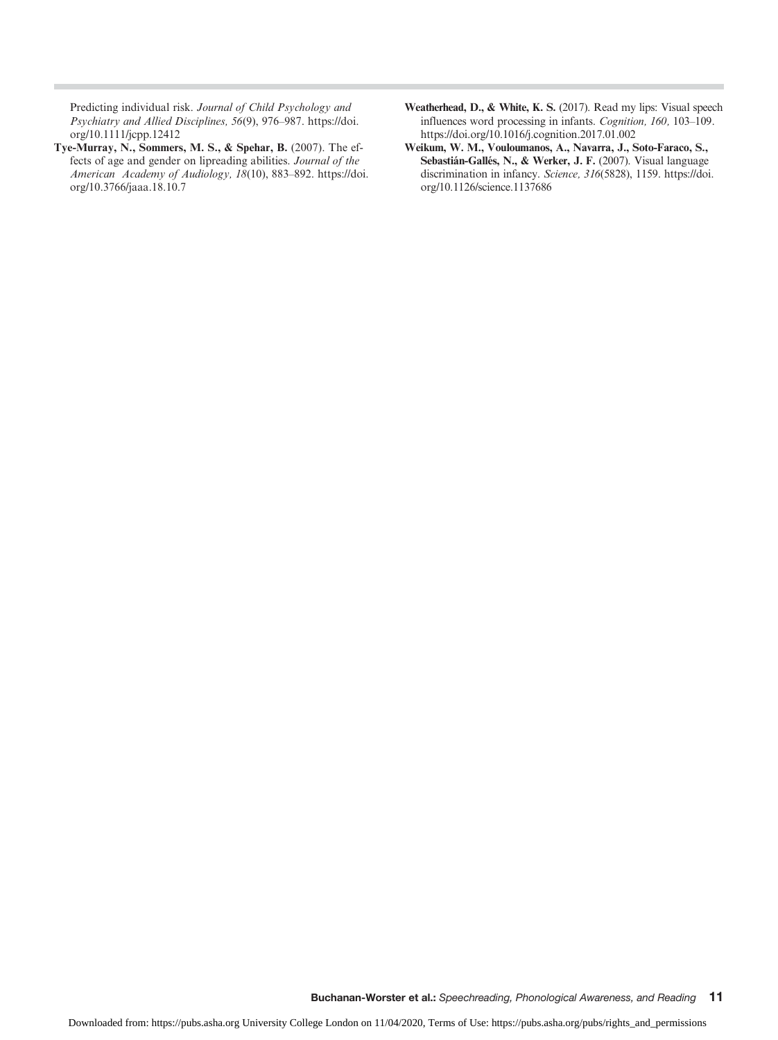Predicting individual risk. *Journal of Child Psychology and Psychiatry and Allied Disciplines, 56*(9), 976–987. https://doi.org/10.1111/jcpp.12412

**Tye-Murray, N., Sommers, M. S., & Spehar, B.** (2007). The effects of age and gender on lipreading abilities. *Journal of the American Academy of Audiology, 18*(10), 883–892. https://doi.org/10.3766/jaaa.18.10.7

**Weatherhead, D., & White, K. S.** (2017). Read my lips: Visual speech influences word processing in infants. *Cognition, 160,* 103–109. https://doi.org/10.1016/j.cognition.2017.01.002

**Weikum, W. M., Vouloumanos, A., Navarra, J., Soto-Faraco, S., Sebastián-Gallés, N., & Werker, J. F.** (2007). Visual language discrimination in infancy. *Science, 316*(5828), 1159. https://doi.org/10.1126/science.1137686